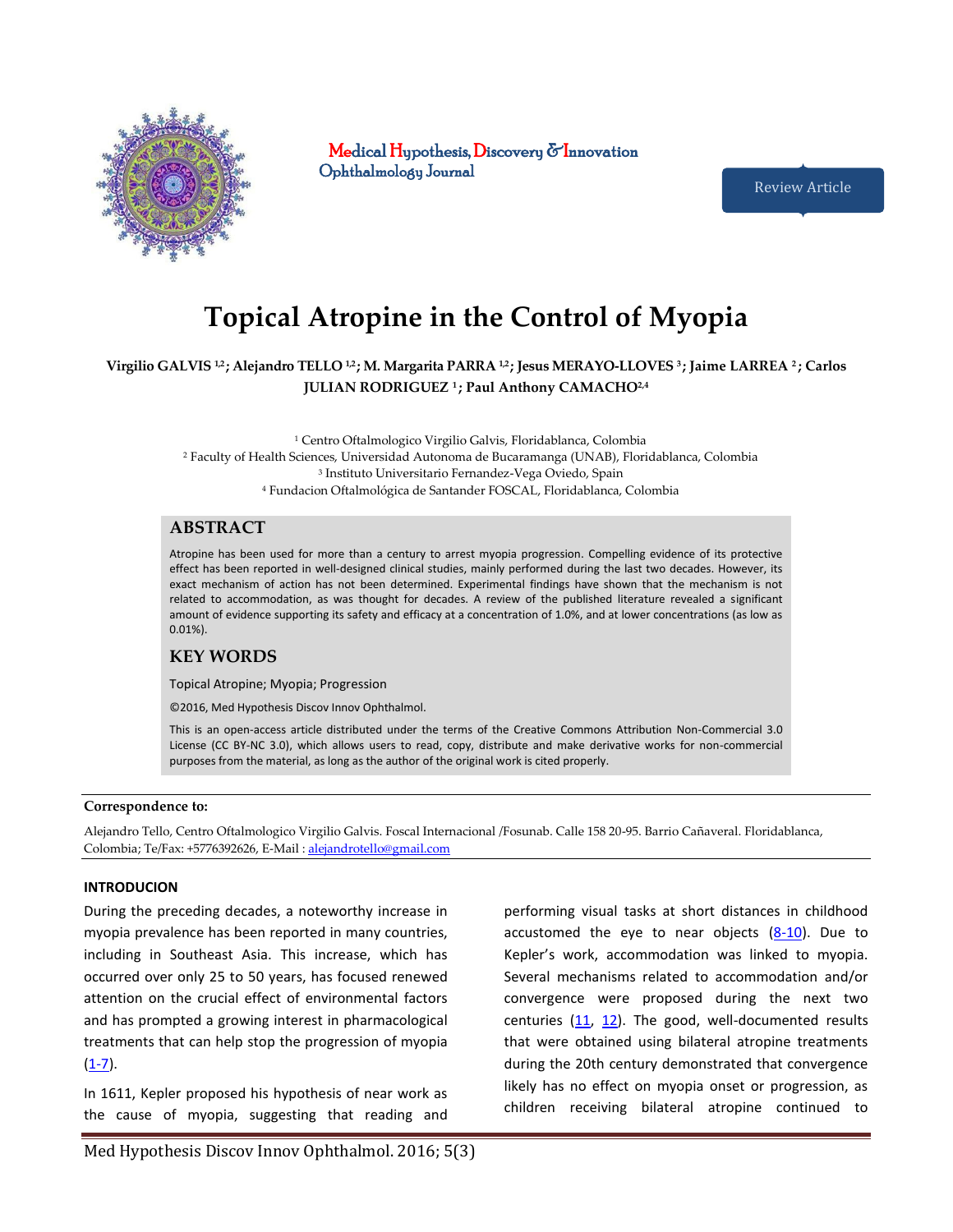Medical Hypothesis, Discovery & Innovation Ophthalmology Journal

Review Article

# Topical Atropine in the Control of Myopia

**Virgilio GALVIS [1,2]; Alejandro TELLO [1,2]; M. Margarita PARRA [1,2]; Jesus MERAYO-LLOVES [3]; Jaime LARREA [2]; Carlos JULIAN RODRIGUEZ [1]; Paul Anthony CAMACHO[2,4]**

[1] Centro Oftalmologico Virgilio Galvis, Floridablanca, Colombia
[2] Faculty of Health Sciences, Universidad Autonoma de Bucaramanga (UNAB), Floridablanca, Colombia
[3] Instituto Universitario Fernandez-Vega Oviedo, Spain
[4] Fundacion Oftalmológica de Santander FOSCAL, Floridablanca, Colombia

## ABSTRACT

Atropine has been used for more than a century to arrest myopia progression. Compelling evidence of its protective effect has been reported in well-designed clinical studies, mainly performed during the last two decades. However, its exact mechanism of action has not been determined. Experimental findings have shown that the mechanism is not related to accommodation, as was thought for decades. A review of the published literature revealed a significant amount of evidence supporting its safety and efficacy at a concentration of 1.0%, and at lower concentrations (as low as 0.01%).

## KEY WORDS

Topical Atropine; Myopia; Progression

©2016, Med Hypothesis Discov Innov Ophthalmol.

This is an open-access article distributed under the terms of the Creative Commons Attribution Non-Commercial 3.0 License (CC BY-NC 3.0), which allows users to read, copy, distribute and make derivative works for non-commercial purposes from the material, as long as the author of the original work is cited properly.

**Correspondence to:**

Alejandro Tello, Centro Oftalmologico Virgilio Galvis. Foscal Internacional /Fosunab. Calle 158 20-95. Barrio Cañaveral. Floridablanca, Colombia; Te/Fax: +5776392626, E-Mail : alejandrotello@gmail.com

## INTRODUCION

During the preceding decades, a noteworthy increase in myopia prevalence has been reported in many countries, including in Southeast Asia. This increase, which has occurred over only 25 to 50 years, has focused renewed attention on the crucial effect of environmental factors and has prompted a growing interest in pharmacological treatments that can help stop the progression of myopia (1-7).

In 1611, Kepler proposed his hypothesis of near work as the cause of myopia, suggesting that reading and performing visual tasks at short distances in childhood accustomed the eye to near objects (8-10). Due to Kepler's work, accommodation was linked to myopia. Several mechanisms related to accommodation and/or convergence were proposed during the next two centuries (11, 12). The good, well-documented results that were obtained using bilateral atropine treatments during the 20th century demonstrated that convergence likely has no effect on myopia onset or progression, as children receiving bilateral atropine continued to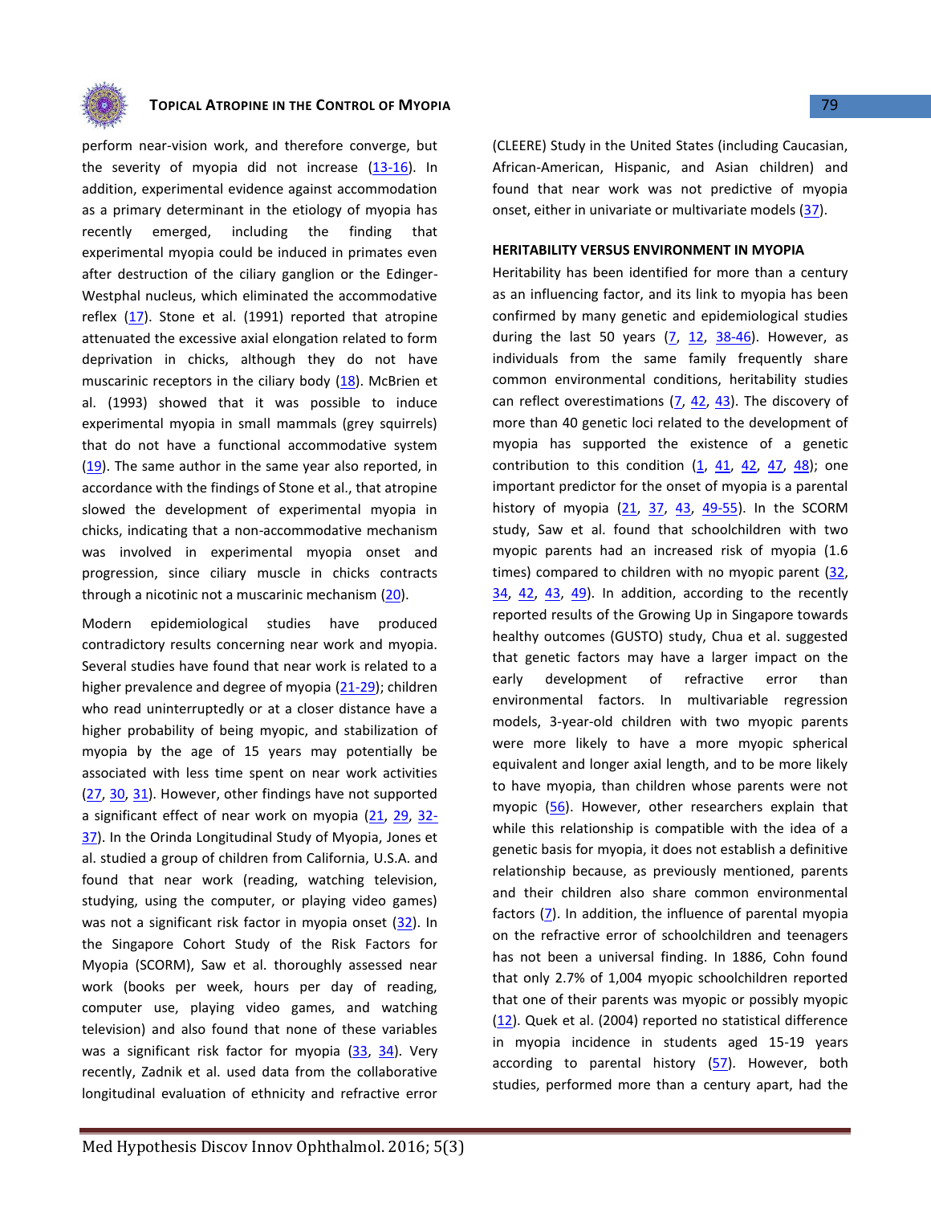perform near-vision work, and therefore converge, but the severity of myopia did not increase (13-16). In addition, experimental evidence against accommodation as a primary determinant in the etiology of myopia has recently emerged, including the finding that experimental myopia could be induced in primates even after destruction of the ciliary ganglion or the Edinger-Westphal nucleus, which eliminated the accommodative reflex (17). Stone et al. (1991) reported that atropine attenuated the excessive axial elongation related to form deprivation in chicks, although they do not have muscarinic receptors in the ciliary body (18). McBrien et al. (1993) showed that it was possible to induce experimental myopia in small mammals (grey squirrels) that do not have a functional accommodative system (19). The same author in the same year also reported, in accordance with the findings of Stone et al., that atropine slowed the development of experimental myopia in chicks, indicating that a non-accommodative mechanism was involved in experimental myopia onset and progression, since ciliary muscle in chicks contracts through a nicotinic not a muscarinic mechanism (20).

Modern epidemiological studies have produced contradictory results concerning near work and myopia. Several studies have found that near work is related to a higher prevalence and degree of myopia (21-29); children who read uninterruptedly or at a closer distance have a higher probability of being myopic, and stabilization of myopia by the age of 15 years may potentially be associated with less time spent on near work activities (27, 30, 31). However, other findings have not supported a significant effect of near work on myopia (21, 29, 32-37). In the Orinda Longitudinal Study of Myopia, Jones et al. studied a group of children from California, U.S.A. and found that near work (reading, watching television, studying, using the computer, or playing video games) was not a significant risk factor in myopia onset (32). In the Singapore Cohort Study of the Risk Factors for Myopia (SCORM), Saw et al. thoroughly assessed near work (books per week, hours per day of reading, computer use, playing video games, and watching television) and also found that none of these variables was a significant risk factor for myopia (33, 34). Very recently, Zadnik et al. used data from the collaborative longitudinal evaluation of ethnicity and refractive error (CLEERE) Study in the United States (including Caucasian, African-American, Hispanic, and Asian children) and found that near work was not predictive of myopia onset, either in univariate or multivariate models (37).

## HERITABILITY VERSUS ENVIRONMENT IN MYOPIA

Heritability has been identified for more than a century as an influencing factor, and its link to myopia has been confirmed by many genetic and epidemiological studies during the last 50 years (7, 12, 38-46). However, as individuals from the same family frequently share common environmental conditions, heritability studies can reflect overestimations (7, 42, 43). The discovery of more than 40 genetic loci related to the development of myopia has supported the existence of a genetic contribution to this condition (1, 41, 42, 47, 48); one important predictor for the onset of myopia is a parental history of myopia (21, 37, 43, 49-55). In the SCORM study, Saw et al. found that schoolchildren with two myopic parents had an increased risk of myopia (1.6 times) compared to children with no myopic parent (32, 34, 42, 43, 49). In addition, according to the recently reported results of the Growing Up in Singapore towards healthy outcomes (GUSTO) study, Chua et al. suggested that genetic factors may have a larger impact on the early development of refractive error than environmental factors. In multivariable regression models, 3-year-old children with two myopic parents were more likely to have a more myopic spherical equivalent and longer axial length, and to be more likely to have myopia, than children whose parents were not myopic (56). However, other researchers explain that while this relationship is compatible with the idea of a genetic basis for myopia, it does not establish a definitive relationship because, as previously mentioned, parents and their children also share common environmental factors (7). In addition, the influence of parental myopia on the refractive error of schoolchildren and teenagers has not been a universal finding. In 1886, Cohn found that only 2.7% of 1,004 myopic schoolchildren reported that one of their parents was myopic or possibly myopic (12). Quek et al. (2004) reported no statistical difference in myopia incidence in students aged 15-19 years according to parental history (57). However, both studies, performed more than a century apart, had the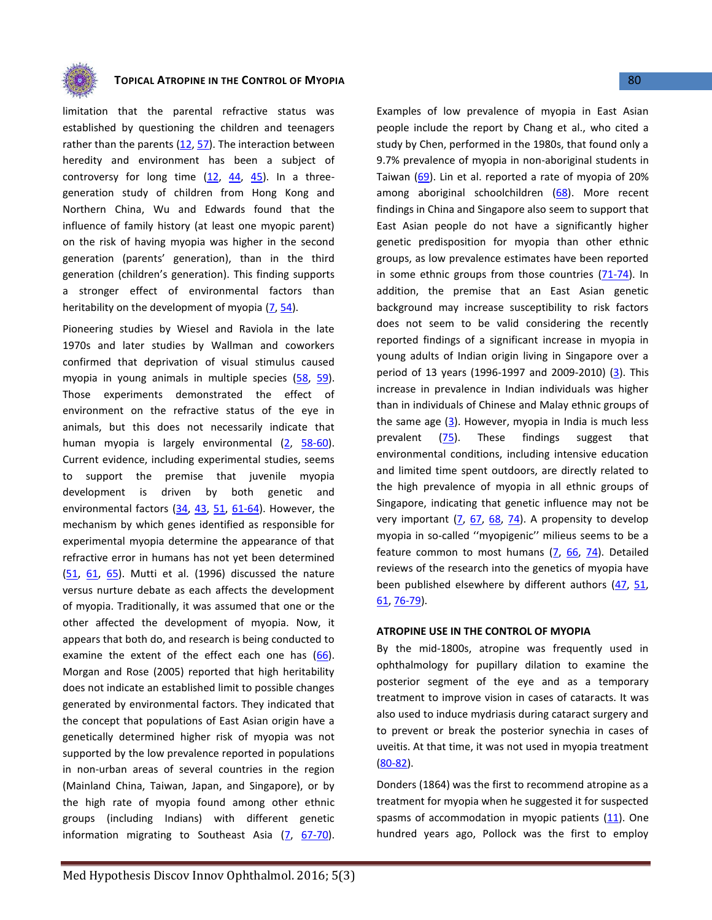limitation that the parental refractive status was established by questioning the children and teenagers rather than the parents (12, 57). The interaction between heredity and environment has been a subject of controversy for long time (12, 44, 45). In a three-generation study of children from Hong Kong and Northern China, Wu and Edwards found that the influence of family history (at least one myopic parent) on the risk of having myopia was higher in the second generation (parents' generation), than in the third generation (children's generation). This finding supports a stronger effect of environmental factors than heritability on the development of myopia (7, 54).

Pioneering studies by Wiesel and Raviola in the late 1970s and later studies by Wallman and coworkers confirmed that deprivation of visual stimulus caused myopia in young animals in multiple species (58, 59). Those experiments demonstrated the effect of environment on the refractive status of the eye in animals, but this does not necessarily indicate that human myopia is largely environmental (2, 58-60). Current evidence, including experimental studies, seems to support the premise that juvenile myopia development is driven by both genetic and environmental factors (34, 43, 51, 61-64). However, the mechanism by which genes identified as responsible for experimental myopia determine the appearance of that refractive error in humans has not yet been determined (51, 61, 65). Mutti et al. (1996) discussed the nature versus nurture debate as each affects the development of myopia. Traditionally, it was assumed that one or the other affected the development of myopia. Now, it appears that both do, and research is being conducted to examine the extent of the effect each one has (66). Morgan and Rose (2005) reported that high heritability does not indicate an established limit to possible changes generated by environmental factors. They indicated that the concept that populations of East Asian origin have a genetically determined higher risk of myopia was not supported by the low prevalence reported in populations in non-urban areas of several countries in the region (Mainland China, Taiwan, Japan, and Singapore), or by the high rate of myopia found among other ethnic groups (including Indians) with different genetic information migrating to Southeast Asia (7, 67-70). Examples of low prevalence of myopia in East Asian people include the report by Chang et al., who cited a study by Chen, performed in the 1980s, that found only a 9.7% prevalence of myopia in non-aboriginal students in Taiwan (69). Lin et al. reported a rate of myopia of 20% among aboriginal schoolchildren (68). More recent findings in China and Singapore also seem to support that East Asian people do not have a significantly higher genetic predisposition for myopia than other ethnic groups, as low prevalence estimates have been reported in some ethnic groups from those countries (71-74). In addition, the premise that an East Asian genetic background may increase susceptibility to risk factors does not seem to be valid considering the recently reported findings of a significant increase in myopia in young adults of Indian origin living in Singapore over a period of 13 years (1996-1997 and 2009-2010) (3). This increase in prevalence in Indian individuals was higher than in individuals of Chinese and Malay ethnic groups of the same age (3). However, myopia in India is much less prevalent (75). These findings suggest that environmental conditions, including intensive education and limited time spent outdoors, are directly related to the high prevalence of myopia in all ethnic groups of Singapore, indicating that genetic influence may not be very important (7, 67, 68, 74). A propensity to develop myopia in so-called ''myopigenic'' milieus seems to be a feature common to most humans (7, 66, 74). Detailed reviews of the research into the genetics of myopia have been published elsewhere by different authors (47, 51, 61, 76-79).

## ATROPINE USE IN THE CONTROL OF MYOPIA

By the mid-1800s, atropine was frequently used in ophthalmology for pupillary dilation to examine the posterior segment of the eye and as a temporary treatment to improve vision in cases of cataracts. It was also used to induce mydriasis during cataract surgery and to prevent or break the posterior synechia in cases of uveitis. At that time, it was not used in myopia treatment (80-82).

Donders (1864) was the first to recommend atropine as a treatment for myopia when he suggested it for suspected spasms of accommodation in myopic patients (11). One hundred years ago, Pollock was the first to employ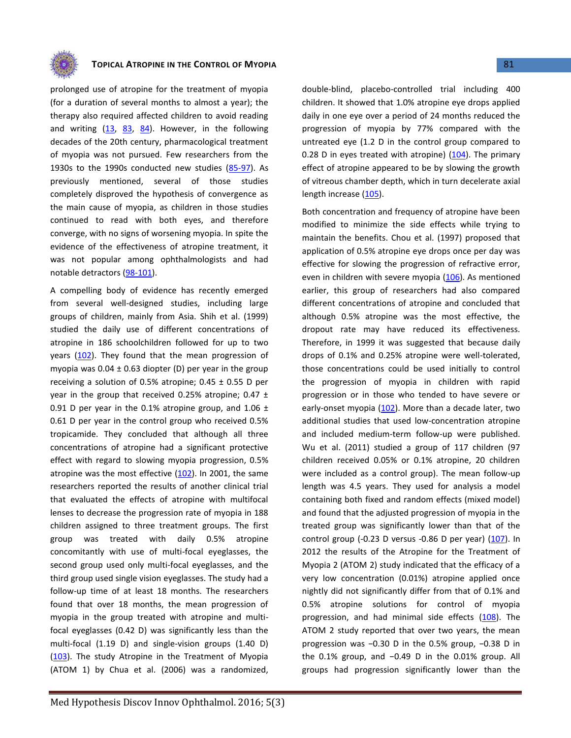prolonged use of atropine for the treatment of myopia (for a duration of several months to almost a year); the therapy also required affected children to avoid reading and writing (13, 83, 84). However, in the following decades of the 20th century, pharmacological treatment of myopia was not pursued. Few researchers from the 1930s to the 1990s conducted new studies (85-97). As previously mentioned, several of those studies completely disproved the hypothesis of convergence as the main cause of myopia, as children in those studies continued to read with both eyes, and therefore converge, with no signs of worsening myopia. In spite the evidence of the effectiveness of atropine treatment, it was not popular among ophthalmologists and had notable detractors (98-101).

A compelling body of evidence has recently emerged from several well-designed studies, including large groups of children, mainly from Asia. Shih et al. (1999) studied the daily use of different concentrations of atropine in 186 schoolchildren followed for up to two years (102). They found that the mean progression of myopia was 0.04 ± 0.63 diopter (D) per year in the group receiving a solution of 0.5% atropine; 0.45 ± 0.55 D per year in the group that received 0.25% atropine; 0.47 ± 0.91 D per year in the 0.1% atropine group, and 1.06 ± 0.61 D per year in the control group who received 0.5% tropicamide. They concluded that although all three concentrations of atropine had a significant protective effect with regard to slowing myopia progression, 0.5% atropine was the most effective (102). In 2001, the same researchers reported the results of another clinical trial that evaluated the effects of atropine with multifocal lenses to decrease the progression rate of myopia in 188 children assigned to three treatment groups. The first group was treated with daily 0.5% atropine concomitantly with use of multi-focal eyeglasses, the second group used only multi-focal eyeglasses, and the third group used single vision eyeglasses. The study had a follow-up time of at least 18 months. The researchers found that over 18 months, the mean progression of myopia in the group treated with atropine and multi-focal eyeglasses (0.42 D) was significantly less than the multi-focal (1.19 D) and single-vision groups (1.40 D) (103). The study Atropine in the Treatment of Myopia (ATOM 1) by Chua et al. (2006) was a randomized, double-blind, placebo-controlled trial including 400 children. It showed that 1.0% atropine eye drops applied daily in one eye over a period of 24 months reduced the progression of myopia by 77% compared with the untreated eye (1.2 D in the control group compared to 0.28 D in eyes treated with atropine) (104). The primary effect of atropine appeared to be by slowing the growth of vitreous chamber depth, which in turn decelerate axial length increase (105).

Both concentration and frequency of atropine have been modified to minimize the side effects while trying to maintain the benefits. Chou et al. (1997) proposed that application of 0.5% atropine eye drops once per day was effective for slowing the progression of refractive error, even in children with severe myopia (106). As mentioned earlier, this group of researchers had also compared different concentrations of atropine and concluded that although 0.5% atropine was the most effective, the dropout rate may have reduced its effectiveness. Therefore, in 1999 it was suggested that because daily drops of 0.1% and 0.25% atropine were well-tolerated, those concentrations could be used initially to control the progression of myopia in children with rapid progression or in those who tended to have severe or early-onset myopia (102). More than a decade later, two additional studies that used low-concentration atropine and included medium-term follow-up were published. Wu et al. (2011) studied a group of 117 children (97 children received 0.05% or 0.1% atropine, 20 children were included as a control group). The mean follow-up length was 4.5 years. They used for analysis a model containing both fixed and random effects (mixed model) and found that the adjusted progression of myopia in the treated group was significantly lower than that of the control group (-0.23 D versus -0.86 D per year) (107). In 2012 the results of the Atropine for the Treatment of Myopia 2 (ATOM 2) study indicated that the efficacy of a very low concentration (0.01%) atropine applied once nightly did not significantly differ from that of 0.1% and 0.5% atropine solutions for control of myopia progression, and had minimal side effects (108). The ATOM 2 study reported that over two years, the mean progression was −0.30 D in the 0.5% group, −0.38 D in the 0.1% group, and −0.49 D in the 0.01% group. All groups had progression significantly lower than the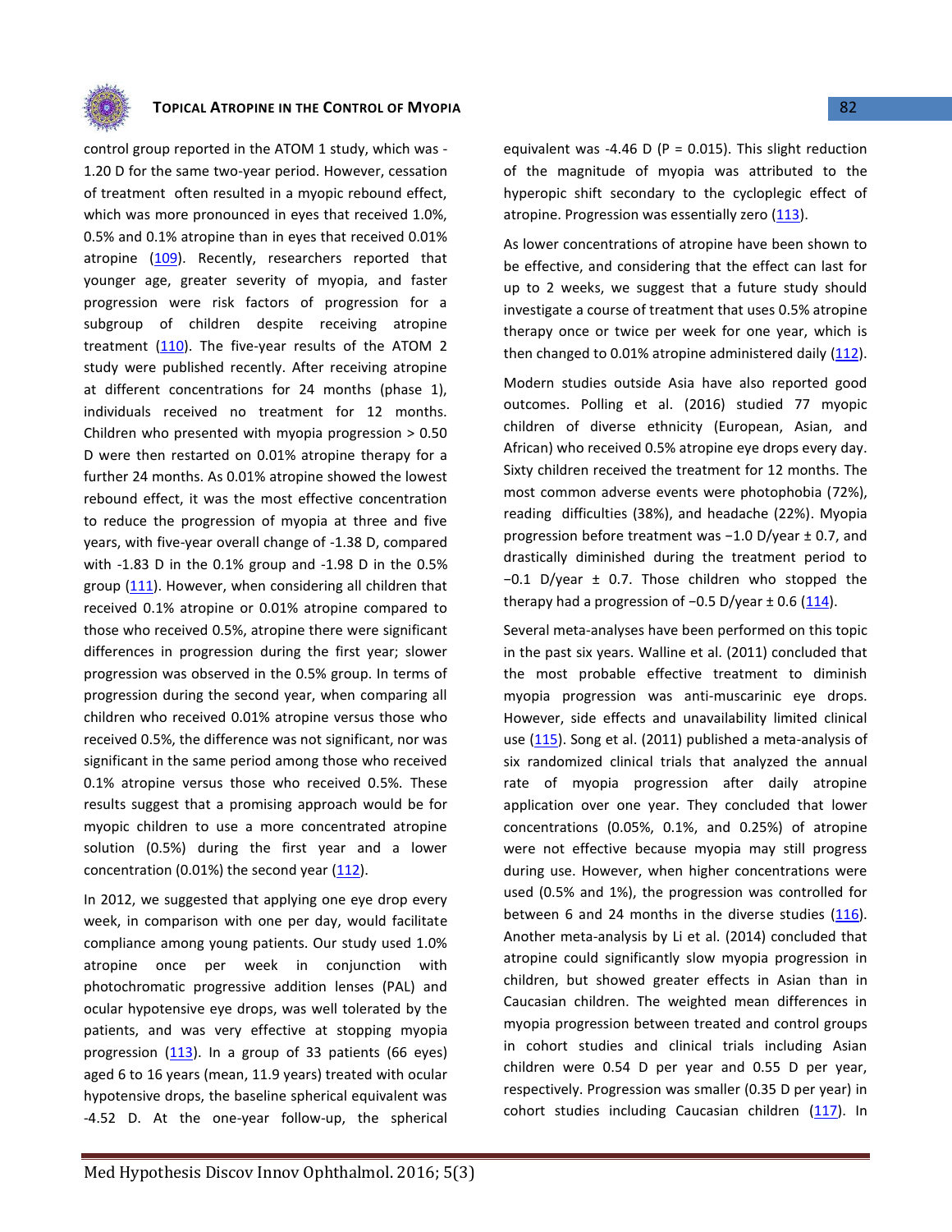control group reported in the ATOM 1 study, which was -1.20 D for the same two-year period. However, cessation of treatment often resulted in a myopic rebound effect, which was more pronounced in eyes that received 1.0%, 0.5% and 0.1% atropine than in eyes that received 0.01% atropine (109). Recently, researchers reported that younger age, greater severity of myopia, and faster progression were risk factors of progression for a subgroup of children despite receiving atropine treatment (110). The five-year results of the ATOM 2 study were published recently. After receiving atropine at different concentrations for 24 months (phase 1), individuals received no treatment for 12 months. Children who presented with myopia progression > 0.50 D were then restarted on 0.01% atropine therapy for a further 24 months. As 0.01% atropine showed the lowest rebound effect, it was the most effective concentration to reduce the progression of myopia at three and five years, with five-year overall change of -1.38 D, compared with -1.83 D in the 0.1% group and -1.98 D in the 0.5% group (111). However, when considering all children that received 0.1% atropine or 0.01% atropine compared to those who received 0.5%, atropine there were significant differences in progression during the first year; slower progression was observed in the 0.5% group. In terms of progression during the second year, when comparing all children who received 0.01% atropine versus those who received 0.5%, the difference was not significant, nor was significant in the same period among those who received 0.1% atropine versus those who received 0.5%. These results suggest that a promising approach would be for myopic children to use a more concentrated atropine solution (0.5%) during the first year and a lower concentration (0.01%) the second year (112).

In 2012, we suggested that applying one eye drop every week, in comparison with one per day, would facilitate compliance among young patients. Our study used 1.0% atropine once per week in conjunction with photochromatic progressive addition lenses (PAL) and ocular hypotensive eye drops, was well tolerated by the patients, and was very effective at stopping myopia progression (113). In a group of 33 patients (66 eyes) aged 6 to 16 years (mean, 11.9 years) treated with ocular hypotensive drops, the baseline spherical equivalent was -4.52 D. At the one-year follow-up, the spherical equivalent was -4.46 D (P = 0.015). This slight reduction of the magnitude of myopia was attributed to the hyperopic shift secondary to the cycloplegic effect of atropine. Progression was essentially zero (113).

As lower concentrations of atropine have been shown to be effective, and considering that the effect can last for up to 2 weeks, we suggest that a future study should investigate a course of treatment that uses 0.5% atropine therapy once or twice per week for one year, which is then changed to 0.01% atropine administered daily (112).

Modern studies outside Asia have also reported good outcomes. Polling et al. (2016) studied 77 myopic children of diverse ethnicity (European, Asian, and African) who received 0.5% atropine eye drops every day. Sixty children received the treatment for 12 months. The most common adverse events were photophobia (72%), reading difficulties (38%), and headache (22%). Myopia progression before treatment was −1.0 D/year ± 0.7, and drastically diminished during the treatment period to −0.1 D/year ± 0.7. Those children who stopped the therapy had a progression of −0.5 D/year ± 0.6 (114).

Several meta-analyses have been performed on this topic in the past six years. Walline et al. (2011) concluded that the most probable effective treatment to diminish myopia progression was anti-muscarinic eye drops. However, side effects and unavailability limited clinical use (115). Song et al. (2011) published a meta-analysis of six randomized clinical trials that analyzed the annual rate of myopia progression after daily atropine application over one year. They concluded that lower concentrations (0.05%, 0.1%, and 0.25%) of atropine were not effective because myopia may still progress during use. However, when higher concentrations were used (0.5% and 1%), the progression was controlled for between 6 and 24 months in the diverse studies (116). Another meta-analysis by Li et al. (2014) concluded that atropine could significantly slow myopia progression in children, but showed greater effects in Asian than in Caucasian children. The weighted mean differences in myopia progression between treated and control groups in cohort studies and clinical trials including Asian children were 0.54 D per year and 0.55 D per year, respectively. Progression was smaller (0.35 D per year) in cohort studies including Caucasian children (117). In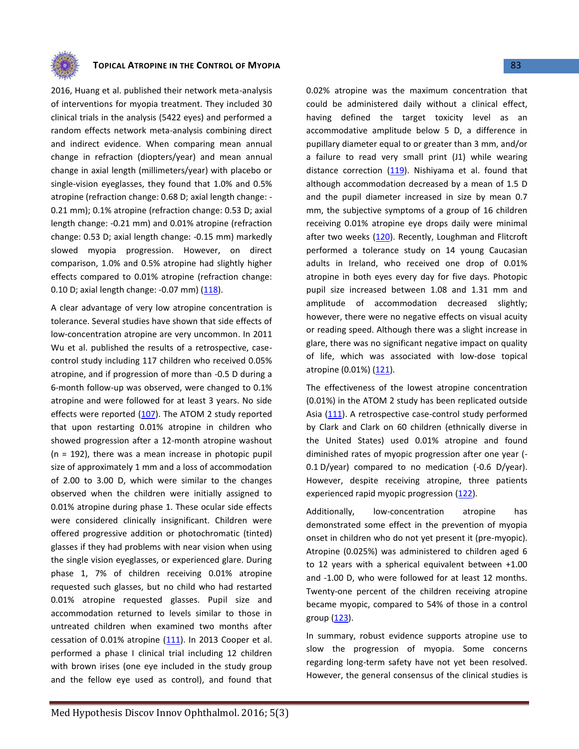2016, Huang et al. published their network meta-analysis of interventions for myopia treatment. They included 30 clinical trials in the analysis (5422 eyes) and performed a random effects network meta-analysis combining direct and indirect evidence. When comparing mean annual change in refraction (diopters/year) and mean annual change in axial length (millimeters/year) with placebo or single-vision eyeglasses, they found that 1.0% and 0.5% atropine (refraction change: 0.68 D; axial length change: -0.21 mm); 0.1% atropine (refraction change: 0.53 D; axial length change: -0.21 mm) and 0.01% atropine (refraction change: 0.53 D; axial length change: -0.15 mm) markedly slowed myopia progression. However, on direct comparison, 1.0% and 0.5% atropine had slightly higher effects compared to 0.01% atropine (refraction change: 0.10 D; axial length change: -0.07 mm) (118).

A clear advantage of very low atropine concentration is tolerance. Several studies have shown that side effects of low-concentration atropine are very uncommon. In 2011 Wu et al. published the results of a retrospective, case-control study including 117 children who received 0.05% atropine, and if progression of more than -0.5 D during a 6-month follow-up was observed, were changed to 0.1% atropine and were followed for at least 3 years. No side effects were reported (107). The ATOM 2 study reported that upon restarting 0.01% atropine in children who showed progression after a 12-month atropine washout (n = 192), there was a mean increase in photopic pupil size of approximately 1 mm and a loss of accommodation of 2.00 to 3.00 D, which were similar to the changes observed when the children were initially assigned to 0.01% atropine during phase 1. These ocular side effects were considered clinically insignificant. Children were offered progressive addition or photochromatic (tinted) glasses if they had problems with near vision when using the single vision eyeglasses, or experienced glare. During phase 1, 7% of children receiving 0.01% atropine requested such glasses, but no child who had restarted 0.01% atropine requested glasses. Pupil size and accommodation returned to levels similar to those in untreated children when examined two months after cessation of 0.01% atropine (111). In 2013 Cooper et al. performed a phase I clinical trial including 12 children with brown irises (one eye included in the study group and the fellow eye used as control), and found that 0.02% atropine was the maximum concentration that could be administered daily without a clinical effect, having defined the target toxicity level as an accommodative amplitude below 5 D, a difference in pupillary diameter equal to or greater than 3 mm, and/or a failure to read very small print (J1) while wearing distance correction (119). Nishiyama et al. found that although accommodation decreased by a mean of 1.5 D and the pupil diameter increased in size by mean 0.7 mm, the subjective symptoms of a group of 16 children receiving 0.01% atropine eye drops daily were minimal after two weeks (120). Recently, Loughman and Flitcroft performed a tolerance study on 14 young Caucasian adults in Ireland, who received one drop of 0.01% atropine in both eyes every day for five days. Photopic pupil size increased between 1.08 and 1.31 mm and amplitude of accommodation decreased slightly; however, there were no negative effects on visual acuity or reading speed. Although there was a slight increase in glare, there was no significant negative impact on quality of life, which was associated with low-dose topical atropine (0.01%) (121).

The effectiveness of the lowest atropine concentration (0.01%) in the ATOM 2 study has been replicated outside Asia (111). A retrospective case-control study performed by Clark and Clark on 60 children (ethnically diverse in the United States) used 0.01% atropine and found diminished rates of myopic progression after one year (-0.1 D/year) compared to no medication (-0.6 D/year). However, despite receiving atropine, three patients experienced rapid myopic progression (122).

Additionally, low-concentration atropine has demonstrated some effect in the prevention of myopia onset in children who do not yet present it (pre-myopic). Atropine (0.025%) was administered to children aged 6 to 12 years with a spherical equivalent between +1.00 and -1.00 D, who were followed for at least 12 months. Twenty-one percent of the children receiving atropine became myopic, compared to 54% of those in a control group (123).

In summary, robust evidence supports atropine use to slow the progression of myopia. Some concerns regarding long-term safety have not yet been resolved. However, the general consensus of the clinical studies is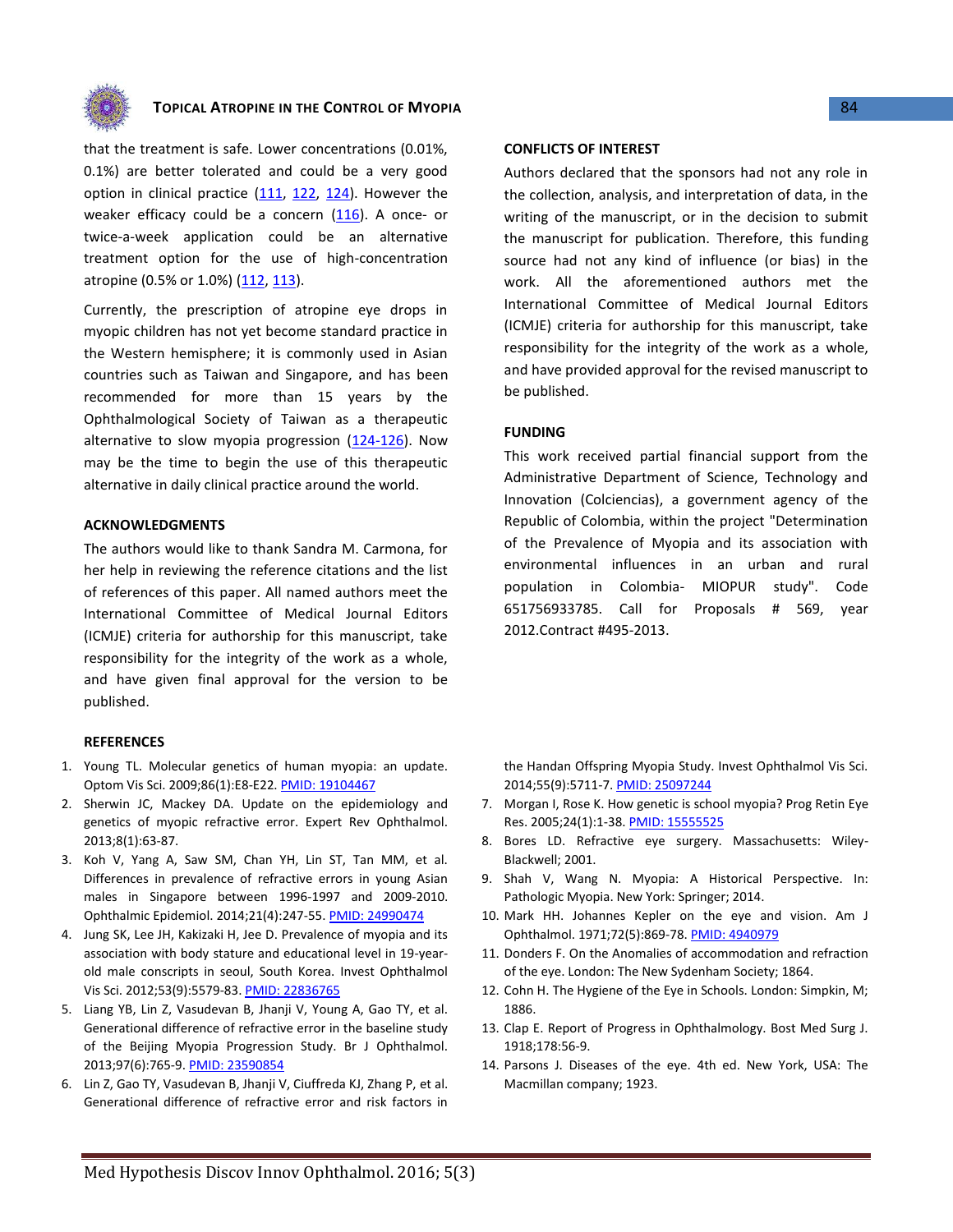that the treatment is safe. Lower concentrations (0.01%, 0.1%) are better tolerated and could be a very good option in clinical practice (111, 122, 124). However the weaker efficacy could be a concern (116). A once- or twice-a-week application could be an alternative treatment option for the use of high-concentration atropine (0.5% or 1.0%) (112, 113).

Currently, the prescription of atropine eye drops in myopic children has not yet become standard practice in the Western hemisphere; it is commonly used in Asian countries such as Taiwan and Singapore, and has been recommended for more than 15 years by the Ophthalmological Society of Taiwan as a therapeutic alternative to slow myopia progression (124-126). Now may be the time to begin the use of this therapeutic alternative in daily clinical practice around the world.

## ACKNOWLEDGMENTS

The authors would like to thank Sandra M. Carmona, for her help in reviewing the reference citations and the list of references of this paper. All named authors meet the International Committee of Medical Journal Editors (ICMJE) criteria for authorship for this manuscript, take responsibility for the integrity of the work as a whole, and have given final approval for the version to be published.

## CONFLICTS OF INTEREST

Authors declared that the sponsors had not any role in the collection, analysis, and interpretation of data, in the writing of the manuscript, or in the decision to submit the manuscript for publication. Therefore, this funding source had not any kind of influence (or bias) in the work. All the aforementioned authors met the International Committee of Medical Journal Editors (ICMJE) criteria for authorship for this manuscript, take responsibility for the integrity of the work as a whole, and have provided approval for the revised manuscript to be published.

## FUNDING

This work received partial financial support from the Administrative Department of Science, Technology and Innovation (Colciencias), a government agency of the Republic of Colombia, within the project "Determination of the Prevalence of Myopia and its association with environmental influences in an urban and rural population in Colombia- MIOPUR study". Code 651756933785. Call for Proposals # 569, year 2012.Contract #495-2013.

## REFERENCES

1. Young TL. Molecular genetics of human myopia: an update. Optom Vis Sci. 2009;86(1):E8-E22. PMID: 19104467
2. Sherwin JC, Mackey DA. Update on the epidemiology and genetics of myopic refractive error. Expert Rev Ophthalmol. 2013;8(1):63-87.
3. Koh V, Yang A, Saw SM, Chan YH, Lin ST, Tan MM, et al. Differences in prevalence of refractive errors in young Asian males in Singapore between 1996-1997 and 2009-2010. Ophthalmic Epidemiol. 2014;21(4):247-55. PMID: 24990474
4. Jung SK, Lee JH, Kakizaki H, Jee D. Prevalence of myopia and its association with body stature and educational level in 19-year-old male conscripts in seoul, South Korea. Invest Ophthalmol Vis Sci. 2012;53(9):5579-83. PMID: 22836765
5. Liang YB, Lin Z, Vasudevan B, Jhanji V, Young A, Gao TY, et al. Generational difference of refractive error in the baseline study of the Beijing Myopia Progression Study. Br J Ophthalmol. 2013;97(6):765-9. PMID: 23590854
6. Lin Z, Gao TY, Vasudevan B, Jhanji V, Ciuffreda KJ, Zhang P, et al. Generational difference of refractive error and risk factors in the Handan Offspring Myopia Study. Invest Ophthalmol Vis Sci. 2014;55(9):5711-7. PMID: 25097244
7. Morgan I, Rose K. How genetic is school myopia? Prog Retin Eye Res. 2005;24(1):1-38. PMID: 15555525
8. Bores LD. Refractive eye surgery. Massachusetts: Wiley-Blackwell; 2001.
9. Shah V, Wang N. Myopia: A Historical Perspective. In: Pathologic Myopia. New York: Springer; 2014.
10. Mark HH. Johannes Kepler on the eye and vision. Am J Ophthalmol. 1971;72(5):869-78. PMID: 4940979
11. Donders F. On the Anomalies of accommodation and refraction of the eye. London: The New Sydenham Society; 1864.
12. Cohn H. The Hygiene of the Eye in Schools. London: Simpkin, M; 1886.
13. Clap E. Report of Progress in Ophthalmology. Bost Med Surg J. 1918;178:56-9.
14. Parsons J. Diseases of the eye. 4th ed. New York, USA: The Macmillan company; 1923.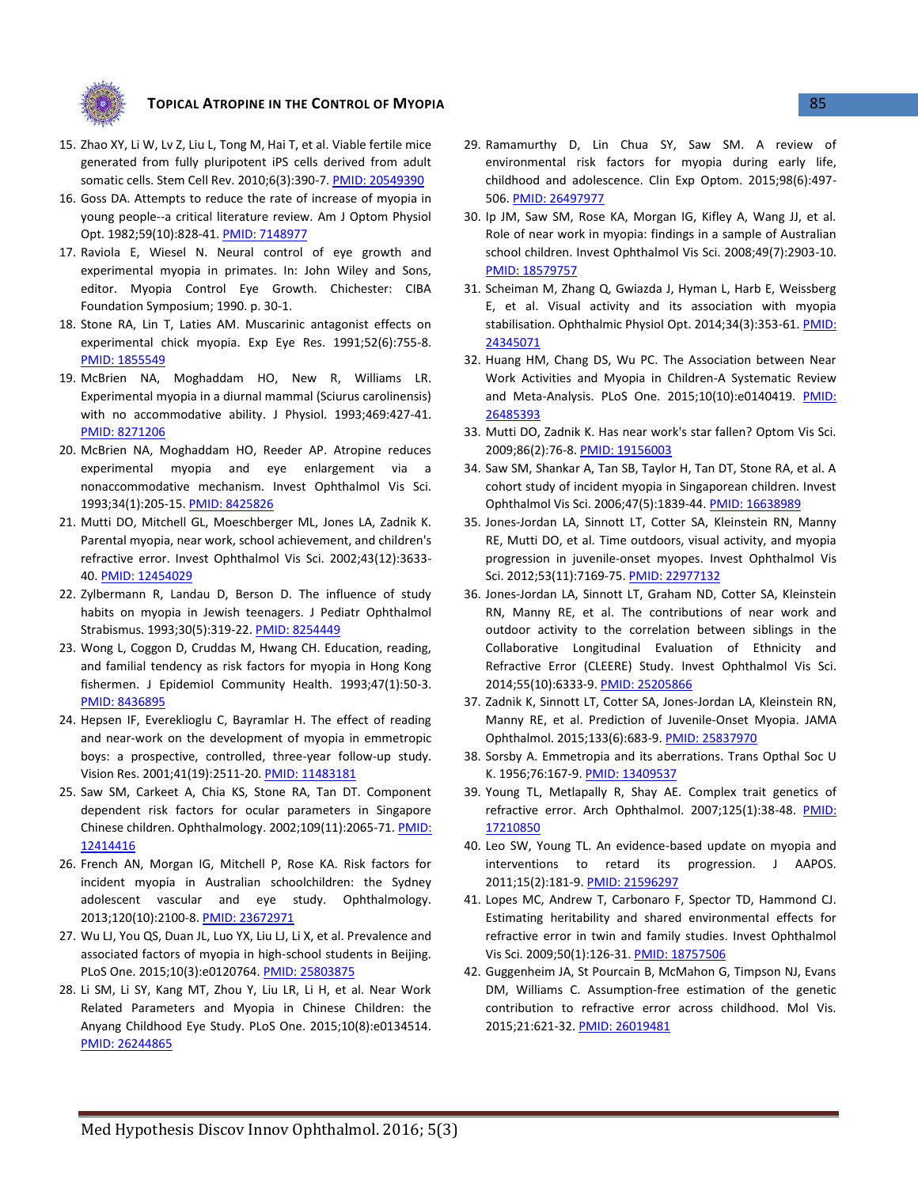15. Zhao XY, Li W, Lv Z, Liu L, Tong M, Hai T, et al. Viable fertile mice generated from fully pluripotent iPS cells derived from adult somatic cells. Stem Cell Rev. 2010;6(3):390-7. PMID: 20549390
16. Goss DA. Attempts to reduce the rate of increase of myopia in young people--a critical literature review. Am J Optom Physiol Opt. 1982;59(10):828-41. PMID: 7148977
17. Raviola E, Wiesel N. Neural control of eye growth and experimental myopia in primates. In: John Wiley and Sons, editor. Myopia Control Eye Growth. Chichester: CIBA Foundation Symposium; 1990. p. 30-1.
18. Stone RA, Lin T, Laties AM. Muscarinic antagonist effects on experimental chick myopia. Exp Eye Res. 1991;52(6):755-8. PMID: 1855549
19. McBrien NA, Moghaddam HO, New R, Williams LR. Experimental myopia in a diurnal mammal (Sciurus carolinensis) with no accommodative ability. J Physiol. 1993;469:427-41. PMID: 8271206
20. McBrien NA, Moghaddam HO, Reeder AP. Atropine reduces experimental myopia and eye enlargement via a nonaccommodative mechanism. Invest Ophthalmol Vis Sci. 1993;34(1):205-15. PMID: 8425826
21. Mutti DO, Mitchell GL, Moeschberger ML, Jones LA, Zadnik K. Parental myopia, near work, school achievement, and children's refractive error. Invest Ophthalmol Vis Sci. 2002;43(12):3633-40. PMID: 12454029
22. Zylbermann R, Landau D, Berson D. The influence of study habits on myopia in Jewish teenagers. J Pediatr Ophthalmol Strabismus. 1993;30(5):319-22. PMID: 8254449
23. Wong L, Coggon D, Cruddas M, Hwang CH. Education, reading, and familial tendency as risk factors for myopia in Hong Kong fishermen. J Epidemiol Community Health. 1993;47(1):50-3. PMID: 8436895
24. Hepsen IF, Evereklioglu C, Bayramlar H. The effect of reading and near-work on the development of myopia in emmetropic boys: a prospective, controlled, three-year follow-up study. Vision Res. 2001;41(19):2511-20. PMID: 11483181
25. Saw SM, Carkeet A, Chia KS, Stone RA, Tan DT. Component dependent risk factors for ocular parameters in Singapore Chinese children. Ophthalmology. 2002;109(11):2065-71. PMID: 12414416
26. French AN, Morgan IG, Mitchell P, Rose KA. Risk factors for incident myopia in Australian schoolchildren: the Sydney adolescent vascular and eye study. Ophthalmology. 2013;120(10):2100-8. PMID: 23672971
27. Wu LJ, You QS, Duan JL, Luo YX, Liu LJ, Li X, et al. Prevalence and associated factors of myopia in high-school students in Beijing. PLoS One. 2015;10(3):e0120764. PMID: 25803875
28. Li SM, Li SY, Kang MT, Zhou Y, Liu LR, Li H, et al. Near Work Related Parameters and Myopia in Chinese Children: the Anyang Childhood Eye Study. PLoS One. 2015;10(8):e0134514. PMID: 26244865
29. Ramamurthy D, Lin Chua SY, Saw SM. A review of environmental risk factors for myopia during early life, childhood and adolescence. Clin Exp Optom. 2015;98(6):497-506. PMID: 26497977
30. Ip JM, Saw SM, Rose KA, Morgan IG, Kifley A, Wang JJ, et al. Role of near work in myopia: findings in a sample of Australian school children. Invest Ophthalmol Vis Sci. 2008;49(7):2903-10. PMID: 18579757
31. Scheiman M, Zhang Q, Gwiazda J, Hyman L, Harb E, Weissberg E, et al. Visual activity and its association with myopia stabilisation. Ophthalmic Physiol Opt. 2014;34(3):353-61. PMID: 24345071
32. Huang HM, Chang DS, Wu PC. The Association between Near Work Activities and Myopia in Children-A Systematic Review and Meta-Analysis. PLoS One. 2015;10(10):e0140419. PMID: 26485393
33. Mutti DO, Zadnik K. Has near work's star fallen? Optom Vis Sci. 2009;86(2):76-8. PMID: 19156003
34. Saw SM, Shankar A, Tan SB, Taylor H, Tan DT, Stone RA, et al. A cohort study of incident myopia in Singaporean children. Invest Ophthalmol Vis Sci. 2006;47(5):1839-44. PMID: 16638989
35. Jones-Jordan LA, Sinnott LT, Cotter SA, Kleinstein RN, Manny RE, Mutti DO, et al. Time outdoors, visual activity, and myopia progression in juvenile-onset myopes. Invest Ophthalmol Vis Sci. 2012;53(11):7169-75. PMID: 22977132
36. Jones-Jordan LA, Sinnott LT, Graham ND, Cotter SA, Kleinstein RN, Manny RE, et al. The contributions of near work and outdoor activity to the correlation between siblings in the Collaborative Longitudinal Evaluation of Ethnicity and Refractive Error (CLEERE) Study. Invest Ophthalmol Vis Sci. 2014;55(10):6333-9. PMID: 25205866
37. Zadnik K, Sinnott LT, Cotter SA, Jones-Jordan LA, Kleinstein RN, Manny RE, et al. Prediction of Juvenile-Onset Myopia. JAMA Ophthalmol. 2015;133(6):683-9. PMID: 25837970
38. Sorsby A. Emmetropia and its aberrations. Trans Opthal Soc U K. 1956;76:167-9. PMID: 13409537
39. Young TL, Metlapally R, Shay AE. Complex trait genetics of refractive error. Arch Ophthalmol. 2007;125(1):38-48. PMID: 17210850
40. Leo SW, Young TL. An evidence-based update on myopia and interventions to retard its progression. J AAPOS. 2011;15(2):181-9. PMID: 21596297
41. Lopes MC, Andrew T, Carbonaro F, Spector TD, Hammond CJ. Estimating heritability and shared environmental effects for refractive error in twin and family studies. Invest Ophthalmol Vis Sci. 2009;50(1):126-31. PMID: 18757506
42. Guggenheim JA, St Pourcain B, McMahon G, Timpson NJ, Evans DM, Williams C. Assumption-free estimation of the genetic contribution to refractive error across childhood. Mol Vis. 2015;21:621-32. PMID: 26019481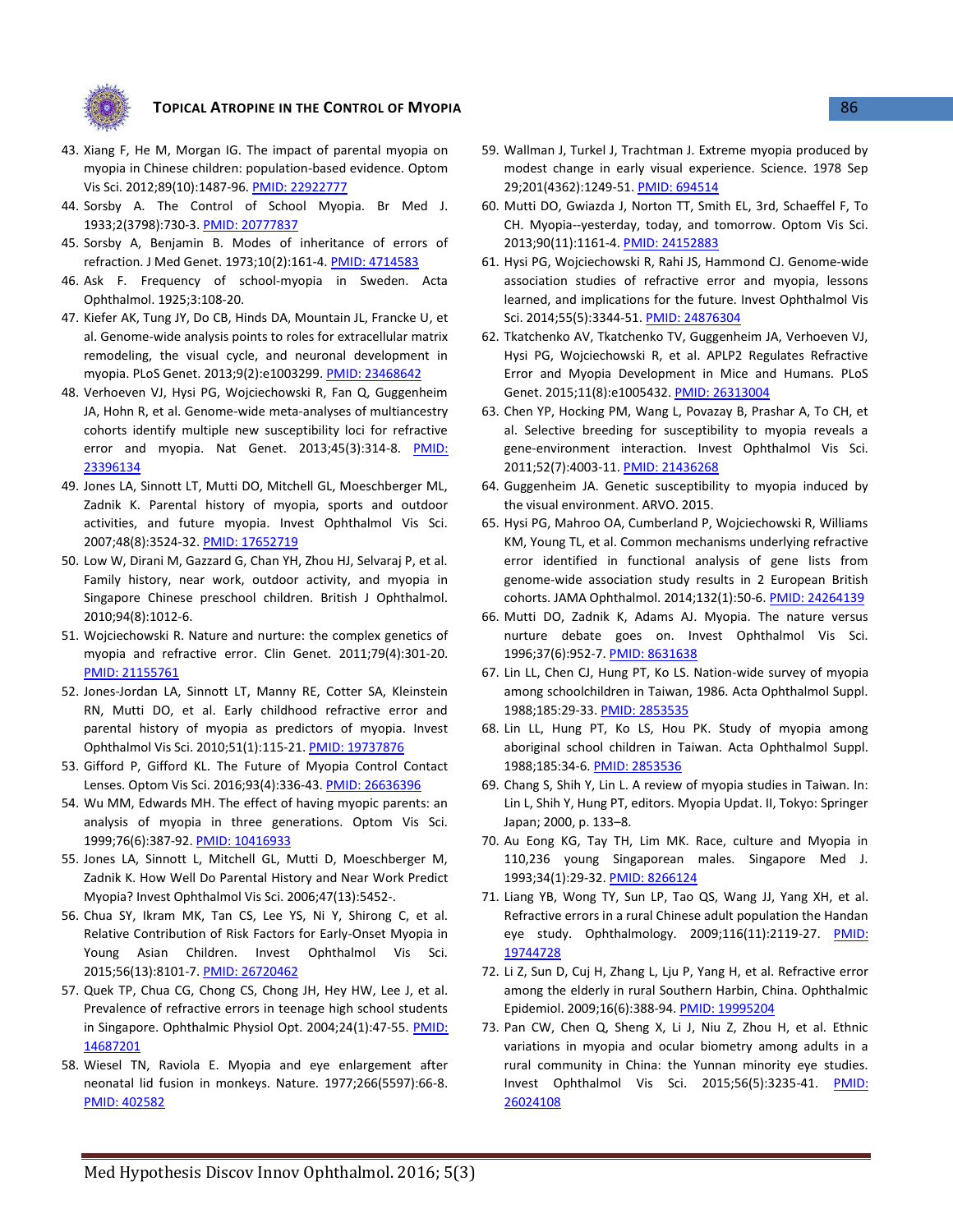43. Xiang F, He M, Morgan IG. The impact of parental myopia on myopia in Chinese children: population-based evidence. Optom Vis Sci. 2012;89(10):1487-96. PMID: 22922777
44. Sorsby A. The Control of School Myopia. Br Med J. 1933;2(3798):730-3. PMID: 20777837
45. Sorsby A, Benjamin B. Modes of inheritance of errors of refraction. J Med Genet. 1973;10(2):161-4. PMID: 4714583
46. Ask F. Frequency of school-myopia in Sweden. Acta Ophthalmol. 1925;3:108-20.
47. Kiefer AK, Tung JY, Do CB, Hinds DA, Mountain JL, Francke U, et al. Genome-wide analysis points to roles for extracellular matrix remodeling, the visual cycle, and neuronal development in myopia. PLoS Genet. 2013;9(2):e1003299. PMID: 23468642
48. Verhoeven VJ, Hysi PG, Wojciechowski R, Fan Q, Guggenheim JA, Hohn R, et al. Genome-wide meta-analyses of multiancestry cohorts identify multiple new susceptibility loci for refractive error and myopia. Nat Genet. 2013;45(3):314-8. PMID: 23396134
49. Jones LA, Sinnott LT, Mutti DO, Mitchell GL, Moeschberger ML, Zadnik K. Parental history of myopia, sports and outdoor activities, and future myopia. Invest Ophthalmol Vis Sci. 2007;48(8):3524-32. PMID: 17652719
50. Low W, Dirani M, Gazzard G, Chan YH, Zhou HJ, Selvaraj P, et al. Family history, near work, outdoor activity, and myopia in Singapore Chinese preschool children. British J Ophthalmol. 2010;94(8):1012-6.
51. Wojciechowski R. Nature and nurture: the complex genetics of myopia and refractive error. Clin Genet. 2011;79(4):301-20. PMID: 21155761
52. Jones-Jordan LA, Sinnott LT, Manny RE, Cotter SA, Kleinstein RN, Mutti DO, et al. Early childhood refractive error and parental history of myopia as predictors of myopia. Invest Ophthalmol Vis Sci. 2010;51(1):115-21. PMID: 19737876
53. Gifford P, Gifford KL. The Future of Myopia Control Contact Lenses. Optom Vis Sci. 2016;93(4):336-43. PMID: 26636396
54. Wu MM, Edwards MH. The effect of having myopic parents: an analysis of myopia in three generations. Optom Vis Sci. 1999;76(6):387-92. PMID: 10416933
55. Jones LA, Sinnott L, Mitchell GL, Mutti D, Moeschberger M, Zadnik K. How Well Do Parental History and Near Work Predict Myopia? Invest Ophthalmol Vis Sci. 2006;47(13):5452-.
56. Chua SY, Ikram MK, Tan CS, Lee YS, Ni Y, Shirong C, et al. Relative Contribution of Risk Factors for Early-Onset Myopia in Young Asian Children. Invest Ophthalmol Vis Sci. 2015;56(13):8101-7. PMID: 26720462
57. Quek TP, Chua CG, Chong CS, Chong JH, Hey HW, Lee J, et al. Prevalence of refractive errors in teenage high school students in Singapore. Ophthalmic Physiol Opt. 2004;24(1):47-55. PMID: 14687201
58. Wiesel TN, Raviola E. Myopia and eye enlargement after neonatal lid fusion in monkeys. Nature. 1977;266(5597):66-8. PMID: 402582
59. Wallman J, Turkel J, Trachtman J. Extreme myopia produced by modest change in early visual experience. Science. 1978 Sep 29;201(4362):1249-51. PMID: 694514
60. Mutti DO, Gwiazda J, Norton TT, Smith EL, 3rd, Schaeffel F, To CH. Myopia--yesterday, today, and tomorrow. Optom Vis Sci. 2013;90(11):1161-4. PMID: 24152883
61. Hysi PG, Wojciechowski R, Rahi JS, Hammond CJ. Genome-wide association studies of refractive error and myopia, lessons learned, and implications for the future. Invest Ophthalmol Vis Sci. 2014;55(5):3344-51. PMID: 24876304
62. Tkatchenko AV, Tkatchenko TV, Guggenheim JA, Verhoeven VJ, Hysi PG, Wojciechowski R, et al. APLP2 Regulates Refractive Error and Myopia Development in Mice and Humans. PLoS Genet. 2015;11(8):e1005432. PMID: 26313004
63. Chen YP, Hocking PM, Wang L, Povazay B, Prashar A, To CH, et al. Selective breeding for susceptibility to myopia reveals a gene-environment interaction. Invest Ophthalmol Vis Sci. 2011;52(7):4003-11. PMID: 21436268
64. Guggenheim JA. Genetic susceptibility to myopia induced by the visual environment. ARVO. 2015.
65. Hysi PG, Mahroo OA, Cumberland P, Wojciechowski R, Williams KM, Young TL, et al. Common mechanisms underlying refractive error identified in functional analysis of gene lists from genome-wide association study results in 2 European British cohorts. JAMA Ophthalmol. 2014;132(1):50-6. PMID: 24264139
66. Mutti DO, Zadnik K, Adams AJ. Myopia. The nature versus nurture debate goes on. Invest Ophthalmol Vis Sci. 1996;37(6):952-7. PMID: 8631638
67. Lin LL, Chen CJ, Hung PT, Ko LS. Nation-wide survey of myopia among schoolchildren in Taiwan, 1986. Acta Ophthalmol Suppl. 1988;185:29-33. PMID: 2853535
68. Lin LL, Hung PT, Ko LS, Hou PK. Study of myopia among aboriginal school children in Taiwan. Acta Ophthalmol Suppl. 1988;185:34-6. PMID: 2853536
69. Chang S, Shih Y, Lin L. A review of myopia studies in Taiwan. In: Lin L, Shih Y, Hung PT, editors. Myopia Updat. II, Tokyo: Springer Japan; 2000, p. 133–8.
70. Au Eong KG, Tay TH, Lim MK. Race, culture and Myopia in 110,236 young Singaporean males. Singapore Med J. 1993;34(1):29-32. PMID: 8266124
71. Liang YB, Wong TY, Sun LP, Tao QS, Wang JJ, Yang XH, et al. Refractive errors in a rural Chinese adult population the Handan eye study. Ophthalmology. 2009;116(11):2119-27. PMID: 19744728
72. Li Z, Sun D, Cuj H, Zhang L, Lju P, Yang H, et al. Refractive error among the elderly in rural Southern Harbin, China. Ophthalmic Epidemiol. 2009;16(6):388-94. PMID: 19995204
73. Pan CW, Chen Q, Sheng X, Li J, Niu Z, Zhou H, et al. Ethnic variations in myopia and ocular biometry among adults in a rural community in China: the Yunnan minority eye studies. Invest Ophthalmol Vis Sci. 2015;56(5):3235-41. PMID: 26024108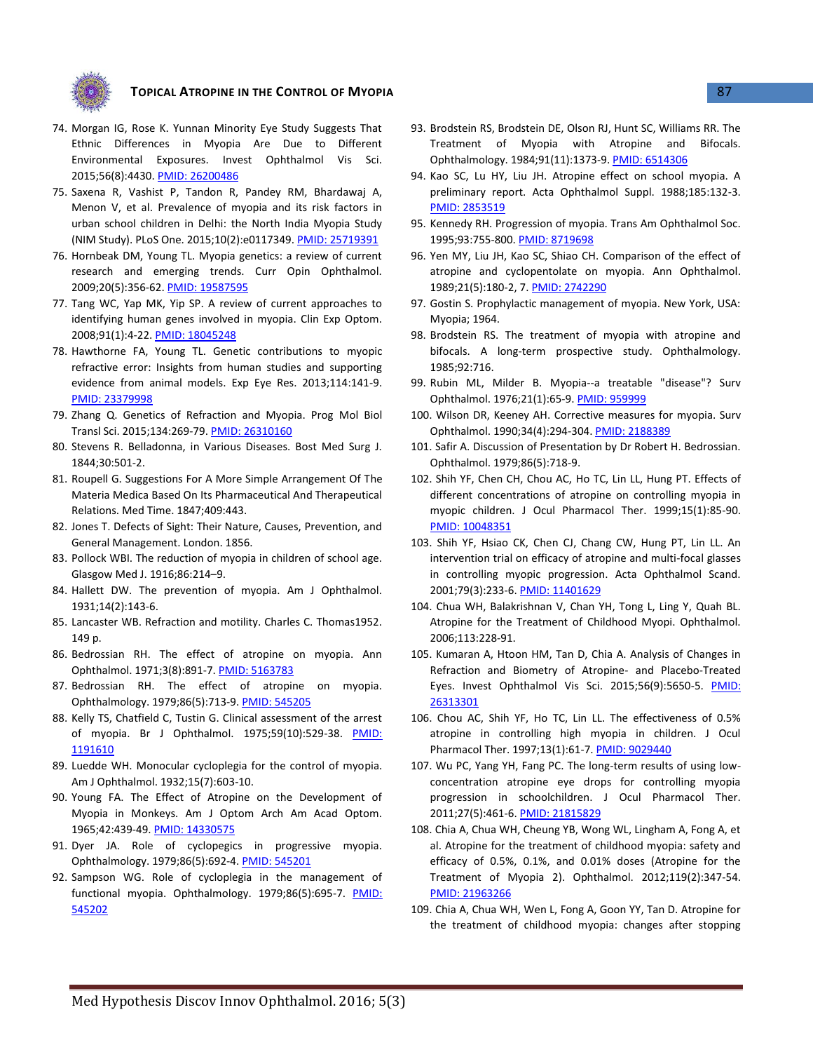74. Morgan IG, Rose K. Yunnan Minority Eye Study Suggests That Ethnic Differences in Myopia Are Due to Different Environmental Exposures. Invest Ophthalmol Vis Sci. 2015;56(8):4430. PMID: 26200486
75. Saxena R, Vashist P, Tandon R, Pandey RM, Bhardawaj A, Menon V, et al. Prevalence of myopia and its risk factors in urban school children in Delhi: the North India Myopia Study (NIM Study). PLoS One. 2015;10(2):e0117349. PMID: 25719391
76. Hornbeak DM, Young TL. Myopia genetics: a review of current research and emerging trends. Curr Opin Ophthalmol. 2009;20(5):356-62. PMID: 19587595
77. Tang WC, Yap MK, Yip SP. A review of current approaches to identifying human genes involved in myopia. Clin Exp Optom. 2008;91(1):4-22. PMID: 18045248
78. Hawthorne FA, Young TL. Genetic contributions to myopic refractive error: Insights from human studies and supporting evidence from animal models. Exp Eye Res. 2013;114:141-9. PMID: 23379998
79. Zhang Q. Genetics of Refraction and Myopia. Prog Mol Biol Transl Sci. 2015;134:269-79. PMID: 26310160
80. Stevens R. Belladonna, in Various Diseases. Bost Med Surg J. 1844;30:501-2.
81. Roupell G. Suggestions For A More Simple Arrangement Of The Materia Medica Based On Its Pharmaceutical And Therapeutical Relations. Med Time. 1847;409:443.
82. Jones T. Defects of Sight: Their Nature, Causes, Prevention, and General Management. London. 1856.
83. Pollock WBI. The reduction of myopia in children of school age. Glasgow Med J. 1916;86:214–9.
84. Hallett DW. The prevention of myopia. Am J Ophthalmol. 1931;14(2):143-6.
85. Lancaster WB. Refraction and motility. Charles C. Thomas1952. 149 p.
86. Bedrossian RH. The effect of atropine on myopia. Ann Ophthalmol. 1971;3(8):891-7. PMID: 5163783
87. Bedrossian RH. The effect of atropine on myopia. Ophthalmology. 1979;86(5):713-9. PMID: 545205
88. Kelly TS, Chatfield C, Tustin G. Clinical assessment of the arrest of myopia. Br J Ophthalmol. 1975;59(10):529-38. PMID: 1191610
89. Luedde WH. Monocular cycloplegia for the control of myopia. Am J Ophthalmol. 1932;15(7):603-10.
90. Young FA. The Effect of Atropine on the Development of Myopia in Monkeys. Am J Optom Arch Am Acad Optom. 1965;42:439-49. PMID: 14330575
91. Dyer JA. Role of cyclopegics in progressive myopia. Ophthalmology. 1979;86(5):692-4. PMID: 545201
92. Sampson WG. Role of cycloplegia in the management of functional myopia. Ophthalmology. 1979;86(5):695-7. PMID: 545202
93. Brodstein RS, Brodstein DE, Olson RJ, Hunt SC, Williams RR. The Treatment of Myopia with Atropine and Bifocals. Ophthalmology. 1984;91(11):1373-9. PMID: 6514306
94. Kao SC, Lu HY, Liu JH. Atropine effect on school myopia. A preliminary report. Acta Ophthalmol Suppl. 1988;185:132-3. PMID: 2853519
95. Kennedy RH. Progression of myopia. Trans Am Ophthalmol Soc. 1995;93:755-800. PMID: 8719698
96. Yen MY, Liu JH, Kao SC, Shiao CH. Comparison of the effect of atropine and cyclopentolate on myopia. Ann Ophthalmol. 1989;21(5):180-2, 7. PMID: 2742290
97. Gostin S. Prophylactic management of myopia. New York, USA: Myopia; 1964.
98. Brodstein RS. The treatment of myopia with atropine and bifocals. A long-term prospective study. Ophthalmology. 1985;92:716.
99. Rubin ML, Milder B. Myopia--a treatable "disease"? Surv Ophthalmol. 1976;21(1):65-9. PMID: 959999
100. Wilson DR, Keeney AH. Corrective measures for myopia. Surv Ophthalmol. 1990;34(4):294-304. PMID: 2188389
101. Safir A. Discussion of Presentation by Dr Robert H. Bedrossian. Ophthalmol. 1979;86(5):718-9.
102. Shih YF, Chen CH, Chou AC, Ho TC, Lin LL, Hung PT. Effects of different concentrations of atropine on controlling myopia in myopic children. J Ocul Pharmacol Ther. 1999;15(1):85-90. PMID: 10048351
103. Shih YF, Hsiao CK, Chen CJ, Chang CW, Hung PT, Lin LL. An intervention trial on efficacy of atropine and multi-focal glasses in controlling myopic progression. Acta Ophthalmol Scand. 2001;79(3):233-6. PMID: 11401629
104. Chua WH, Balakrishnan V, Chan YH, Tong L, Ling Y, Quah BL. Atropine for the Treatment of Childhood Myopi. Ophthalmol. 2006;113:228-91.
105. Kumaran A, Htoon HM, Tan D, Chia A. Analysis of Changes in Refraction and Biometry of Atropine- and Placebo-Treated Eyes. Invest Ophthalmol Vis Sci. 2015;56(9):5650-5. PMID: 26313301
106. Chou AC, Shih YF, Ho TC, Lin LL. The effectiveness of 0.5% atropine in controlling high myopia in children. J Ocul Pharmacol Ther. 1997;13(1):61-7. PMID: 9029440
107. Wu PC, Yang YH, Fang PC. The long-term results of using low-concentration atropine eye drops for controlling myopia progression in schoolchildren. J Ocul Pharmacol Ther. 2011;27(5):461-6. PMID: 21815829
108. Chia A, Chua WH, Cheung YB, Wong WL, Lingham A, Fong A, et al. Atropine for the treatment of childhood myopia: safety and efficacy of 0.5%, 0.1%, and 0.01% doses (Atropine for the Treatment of Myopia 2). Ophthalmol. 2012;119(2):347-54. PMID: 21963266
109. Chia A, Chua WH, Wen L, Fong A, Goon YY, Tan D. Atropine for the treatment of childhood myopia: changes after stopping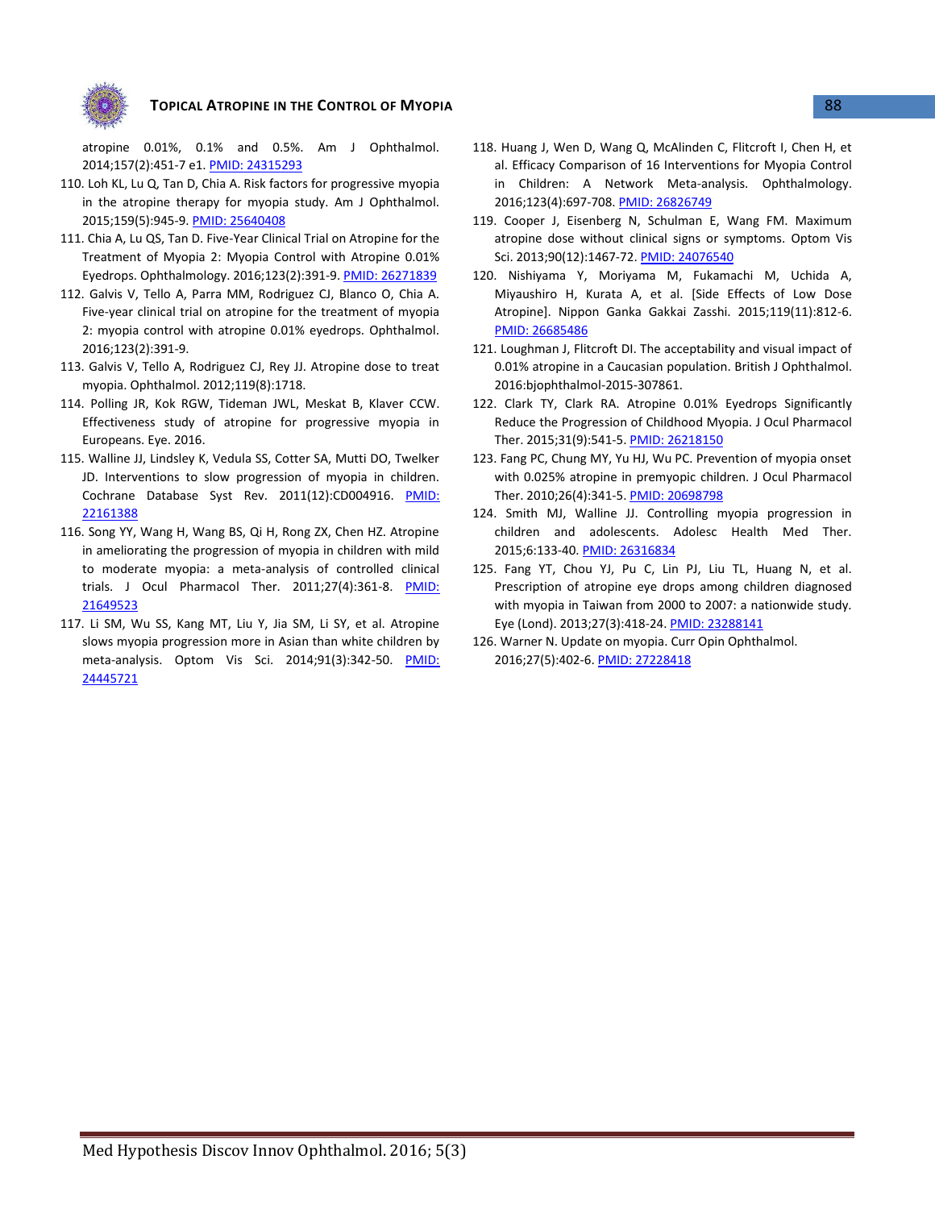atropine 0.01%, 0.1% and 0.5%. Am J Ophthalmol. 2014;157(2):451-7 e1. PMID: 24315293

110. Loh KL, Lu Q, Tan D, Chia A. Risk factors for progressive myopia in the atropine therapy for myopia study. Am J Ophthalmol. 2015;159(5):945-9. PMID: 25640408
111. Chia A, Lu QS, Tan D. Five-Year Clinical Trial on Atropine for the Treatment of Myopia 2: Myopia Control with Atropine 0.01% Eyedrops. Ophthalmology. 2016;123(2):391-9. PMID: 26271839
112. Galvis V, Tello A, Parra MM, Rodriguez CJ, Blanco O, Chia A. Five-year clinical trial on atropine for the treatment of myopia 2: myopia control with atropine 0.01% eyedrops. Ophthalmol. 2016;123(2):391-9.
113. Galvis V, Tello A, Rodriguez CJ, Rey JJ. Atropine dose to treat myopia. Ophthalmol. 2012;119(8):1718.
114. Polling JR, Kok RGW, Tideman JWL, Meskat B, Klaver CCW. Effectiveness study of atropine for progressive myopia in Europeans. Eye. 2016.
115. Walline JJ, Lindsley K, Vedula SS, Cotter SA, Mutti DO, Twelker JD. Interventions to slow progression of myopia in children. Cochrane Database Syst Rev. 2011(12):CD004916. PMID: 22161388
116. Song YY, Wang H, Wang BS, Qi H, Rong ZX, Chen HZ. Atropine in ameliorating the progression of myopia in children with mild to moderate myopia: a meta-analysis of controlled clinical trials. J Ocul Pharmacol Ther. 2011;27(4):361-8. PMID: 21649523
117. Li SM, Wu SS, Kang MT, Liu Y, Jia SM, Li SY, et al. Atropine slows myopia progression more in Asian than white children by meta-analysis. Optom Vis Sci. 2014;91(3):342-50. PMID: 24445721
118. Huang J, Wen D, Wang Q, McAlinden C, Flitcroft I, Chen H, et al. Efficacy Comparison of 16 Interventions for Myopia Control in Children: A Network Meta-analysis. Ophthalmology. 2016;123(4):697-708. PMID: 26826749
119. Cooper J, Eisenberg N, Schulman E, Wang FM. Maximum atropine dose without clinical signs or symptoms. Optom Vis Sci. 2013;90(12):1467-72. PMID: 24076540
120. Nishiyama Y, Moriyama M, Fukamachi M, Uchida A, Miyaushiro H, Kurata A, et al. [Side Effects of Low Dose Atropine]. Nippon Ganka Gakkai Zasshi. 2015;119(11):812-6. PMID: 26685486
121. Loughman J, Flitcroft DI. The acceptability and visual impact of 0.01% atropine in a Caucasian population. British J Ophthalmol. 2016:bjophthalmol-2015-307861.
122. Clark TY, Clark RA. Atropine 0.01% Eyedrops Significantly Reduce the Progression of Childhood Myopia. J Ocul Pharmacol Ther. 2015;31(9):541-5. PMID: 26218150
123. Fang PC, Chung MY, Yu HJ, Wu PC. Prevention of myopia onset with 0.025% atropine in premyopic children. J Ocul Pharmacol Ther. 2010;26(4):341-5. PMID: 20698798
124. Smith MJ, Walline JJ. Controlling myopia progression in children and adolescents. Adolesc Health Med Ther. 2015;6:133-40. PMID: 26316834
125. Fang YT, Chou YJ, Pu C, Lin PJ, Liu TL, Huang N, et al. Prescription of atropine eye drops among children diagnosed with myopia in Taiwan from 2000 to 2007: a nationwide study. Eye (Lond). 2013;27(3):418-24. PMID: 23288141
126. Warner N. Update on myopia. Curr Opin Ophthalmol. 2016;27(5):402-6. PMID: 27228418